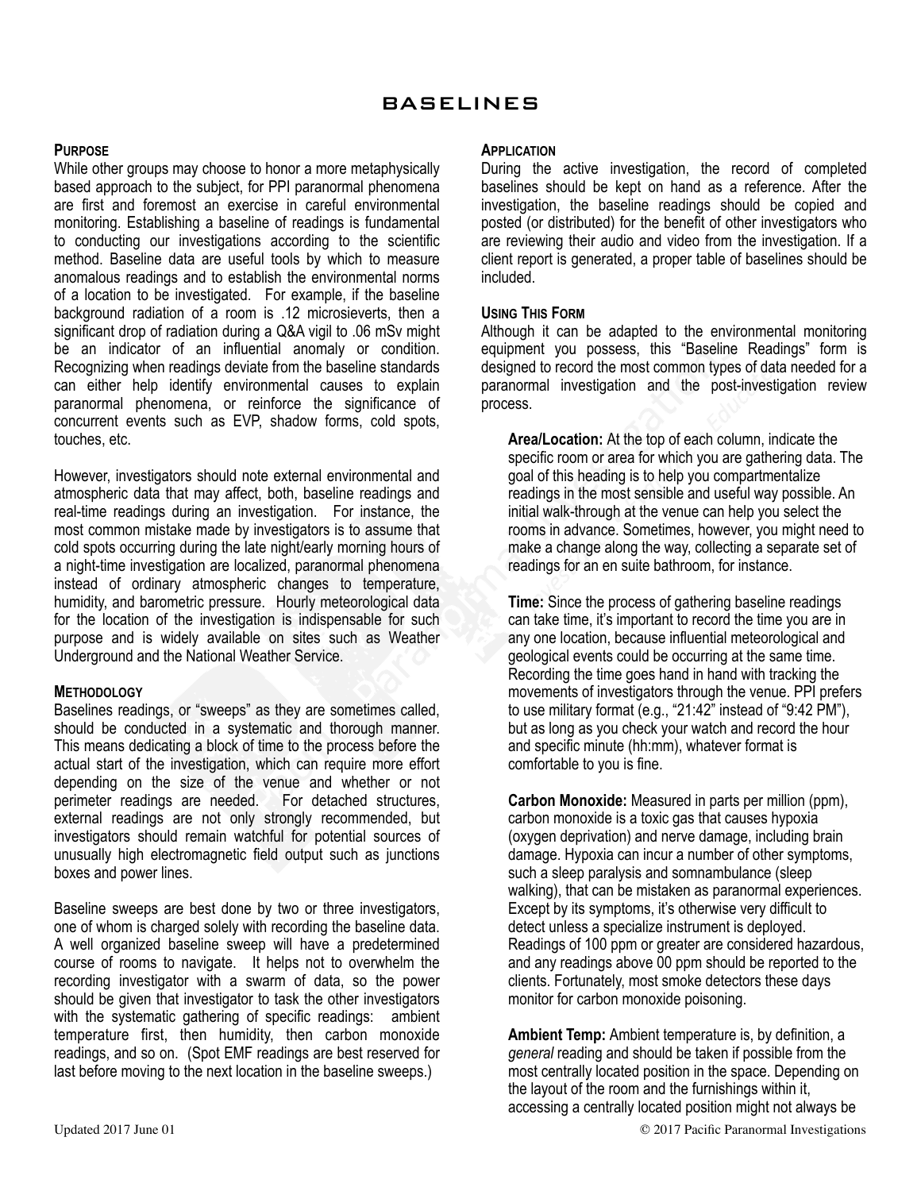# BASELINES

## Purpose

While other groups may choose to honor a more metaphysically based approach to the subject, for PPI paranormal phenomena are first and foremost an exercise in careful environmental monitoring. Establishing a baseline of readings is fundamental to conducting our investigations according to the scientific method. Baseline data are useful tools by which to measure anomalous readings and to establish the environmental norms of a location to be investigated. For example, if the baseline background radiation of a room is .12 microsieverts, then a significant drop of radiation during a Q&A vigil to .06 mSv might be an indicator of an influential anomaly or condition. Recognizing when readings deviate from the baseline standards can either help identify environmental causes to explain paranormal phenomena, or reinforce the significance of concurrent events such as EVP, shadow forms, cold spots, touches, etc.

However, investigators should note external environmental and atmospheric data that may affect, both, baseline readings and real-time readings during an investigation. For instance, the most common mistake made by investigators is to assume that cold spots occurring during the late night/early morning hours of a night-time investigation are localized, paranormal phenomena instead of ordinary atmospheric changes to temperature, humidity, and barometric pressure. Hourly meteorological data for the location of the investigation is indispensable for such purpose and is widely available on sites such as Weather Underground and the National Weather Service.

## Methodology

Baselines readings, or "sweeps" as they are sometimes called, should be conducted in a systematic and thorough manner. This means dedicating a block of time to the process before the actual start of the investigation, which can require more effort depending on the size of the venue and whether or not perimeter readings are needed. For detached structures, external readings are not only strongly recommended, but investigators should remain watchful for potential sources of unusually high electromagnetic field output such as junctions boxes and power lines.

Baseline sweeps are best done by two or three investigators, one of whom is charged solely with recording the baseline data. A well organized baseline sweep will have a predetermined course of rooms to navigate. It helps not to overwhelm the recording investigator with a swarm of data, so the power should be given that investigator to task the other investigators with the systematic gathering of specific readings: ambient temperature first, then humidity, then carbon monoxide readings, and so on. (Spot EMF readings are best reserved for last before moving to the next location in the baseline sweeps.)

## Application

During the active investigation, the record of completed baselines should be kept on hand as a reference. After the investigation, the baseline readings should be copied and posted (or distributed) for the benefit of other investigators who are reviewing their audio and video from the investigation. If a client report is generated, a proper table of baselines should be included.

## Using This Form

Although it can be adapted to the environmental monitoring equipment you possess, this "Baseline Readings" form is designed to record the most common types of data needed for a paranormal investigation and the post-investigation review process.

**Area/Location:** At the top of each column, indicate the specific room or area for which you are gathering data. The goal of this heading is to help you compartmentalize readings in the most sensible and useful way possible. An initial walk-through at the venue can help you select the rooms in advance. Sometimes, however, you might need to make a change along the way, collecting a separate set of readings for an en suite bathroom, for instance.

**Time:** Since the process of gathering baseline readings can take time, it's important to record the time you are in any one location, because influential meteorological and geological events could be occurring at the same time. Recording the time goes hand in hand with tracking the movements of investigators through the venue. PPI prefers to use military format (e.g., "21:42" instead of "9:42 PM"), but as long as you check your watch and record the hour and specific minute (hh:mm), whatever format is comfortable to you is fine.

**Carbon Monoxide:** Measured in parts per million (ppm), carbon monoxide is a toxic gas that causes hypoxia (oxygen deprivation) and nerve damage, including brain damage. Hypoxia can incur a number of other symptoms, such a sleep paralysis and somnambulance (sleep walking), that can be mistaken as paranormal experiences. Except by its symptoms, it's otherwise very difficult to detect unless a specialize instrument is deployed. Readings of 100 ppm or greater are considered hazardous, and any readings above 00 ppm should be reported to the clients. Fortunately, most smoke detectors these days monitor for carbon monoxide poisoning.

**Ambient Temp:** Ambient temperature is, by definition, a *general* reading and should be taken if possible from the most centrally located position in the space. Depending on the layout of the room and the furnishings within it, accessing a centrally located position might not always be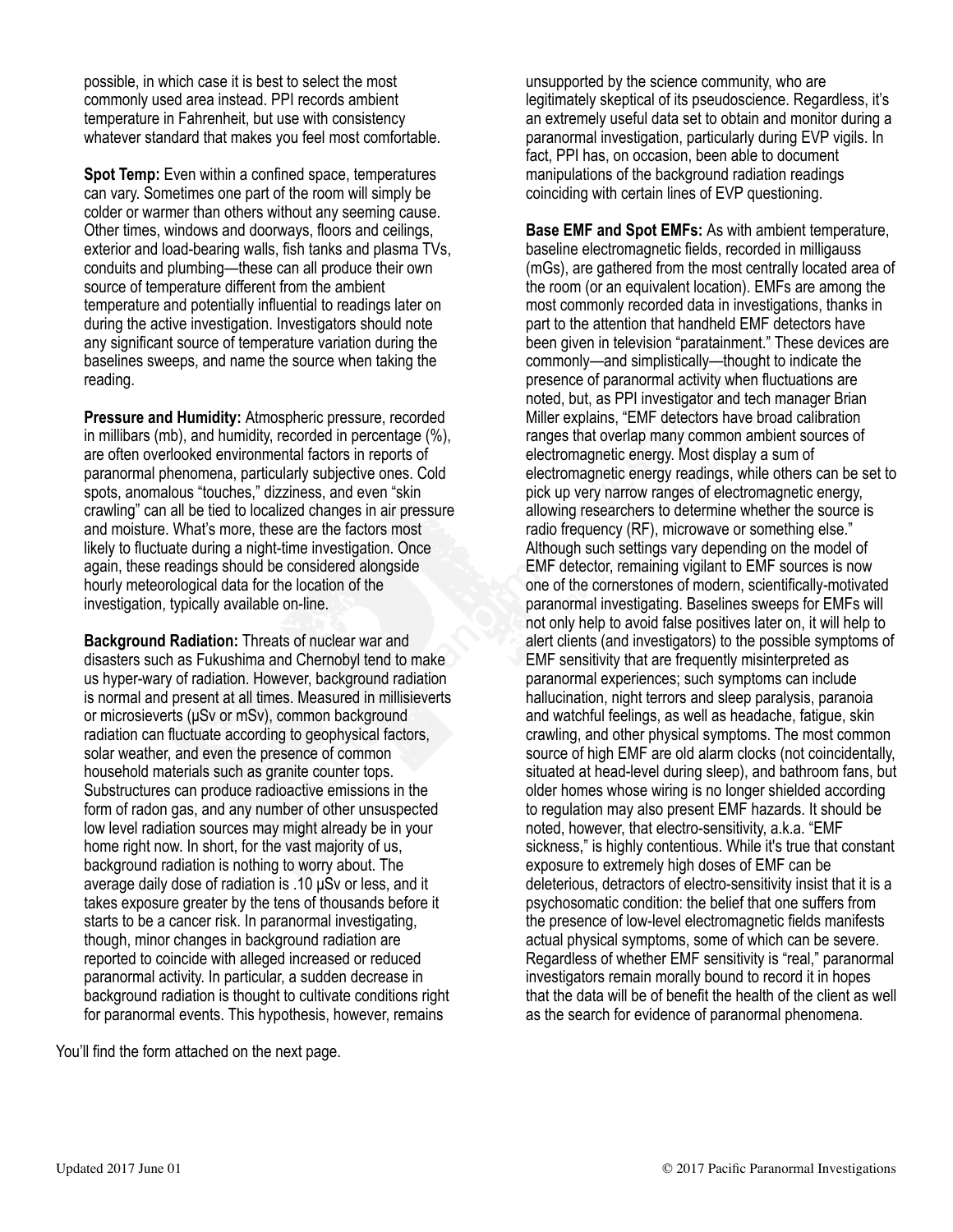possible, in which case it is best to select the most commonly used area instead. PPI records ambient temperature in Fahrenheit, but use with consistency whatever standard that makes you feel most comfortable.

**Spot Temp:** Even within a confined space, temperatures can vary. Sometimes one part of the room will simply be colder or warmer than others without any seeming cause. Other times, windows and doorways, floors and ceilings, exterior and load-bearing walls, fish tanks and plasma TVs, conduits and plumbing—these can all produce their own source of temperature different from the ambient temperature and potentially influential to readings later on during the active investigation. Investigators should note any significant source of temperature variation during the baselines sweeps, and name the source when taking the reading.

**Pressure and Humidity:** Atmospheric pressure, recorded in millibars (mb), and humidity, recorded in percentage (%), are often overlooked environmental factors in reports of paranormal phenomena, particularly subjective ones. Cold spots, anomalous "touches," dizziness, and even "skin crawling" can all be tied to localized changes in air pressure and moisture. What's more, these are the factors most likely to fluctuate during a night-time investigation. Once again, these readings should be considered alongside hourly meteorological data for the location of the investigation, typically available on-line.

**Background Radiation:** Threats of nuclear war and disasters such as Fukushima and Chernobyl tend to make us hyper-wary of radiation. However, background radiation is normal and present at all times. Measured in millisieverts or microsieverts (μSv or mSv), common background radiation can fluctuate according to geophysical factors, solar weather, and even the presence of common household materials such as granite counter tops. Substructures can produce radioactive emissions in the form of radon gas, and any number of other unsuspected low level radiation sources may might already be in your home right now. In short, for the vast majority of us, background radiation is nothing to worry about. The average daily dose of radiation is .10 μSv or less, and it takes exposure greater by the tens of thousands before it starts to be a cancer risk. In paranormal investigating, though, minor changes in background radiation are reported to coincide with alleged increased or reduced paranormal activity. In particular, a sudden decrease in background radiation is thought to cultivate conditions right for paranormal events. This hypothesis, however, remains unsupported by the science community, who are legitimately skeptical of its pseudoscience. Regardless, it's an extremely useful data set to obtain and monitor during a paranormal investigation, particularly during EVP vigils. In fact, PPI has, on occasion, been able to document manipulations of the background radiation readings coinciding with certain lines of EVP questioning.

**Base EMF and Spot EMFs:** As with ambient temperature, baseline electromagnetic fields, recorded in milligauss (mGs), are gathered from the most centrally located area of the room (or an equivalent location). EMFs are among the most commonly recorded data in investigations, thanks in part to the attention that handheld EMF detectors have been given in television "paratainment." These devices are commonly—and simplistically—thought to indicate the presence of paranormal activity when fluctuations are noted, but, as PPI investigator and tech manager Brian Miller explains, "EMF detectors have broad calibration ranges that overlap many common ambient sources of electromagnetic energy. Most display a sum of electromagnetic energy readings, while others can be set to pick up very narrow ranges of electromagnetic energy, allowing researchers to determine whether the source is radio frequency (RF), microwave or something else." Although such settings vary depending on the model of EMF detector, remaining vigilant to EMF sources is now one of the cornerstones of modern, scientifically-motivated paranormal investigating. Baselines sweeps for EMFs will not only help to avoid false positives later on, it will help to alert clients (and investigators) to the possible symptoms of EMF sensitivity that are frequently misinterpreted as paranormal experiences; such symptoms can include hallucination, night terrors and sleep paralysis, paranoia and watchful feelings, as well as headache, fatigue, skin crawling, and other physical symptoms. The most common source of high EMF are old alarm clocks (not coincidentally, situated at head-level during sleep), and bathroom fans, but older homes whose wiring is no longer shielded according to regulation may also present EMF hazards. It should be noted, however, that electro-sensitivity, a.k.a. "EMF sickness," is highly contentious. While it's true that constant exposure to extremely high doses of EMF can be deleterious, detractors of electro-sensitivity insist that it is a psychosomatic condition: the belief that one suffers from the presence of low-level electromagnetic fields manifests actual physical symptoms, some of which can be severe. Regardless of whether EMF sensitivity is "real," paranormal investigators remain morally bound to record it in hopes that the data will be of benefit the health of the client as well as the search for evidence of paranormal phenomena.

You'll find the form attached on the next page.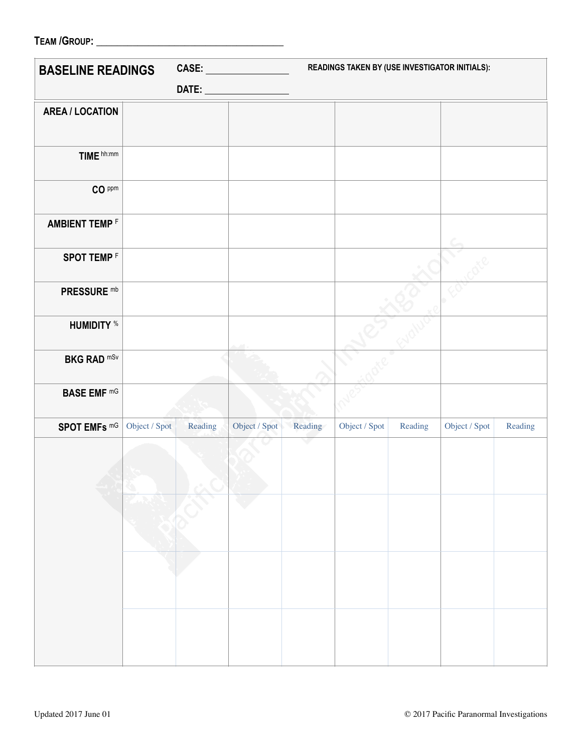TEAM /GROUP: ___________________________________

| BASELINE READINGS | CASE: ________________ DATE: ________________ | | READINGS TABLE BY (USE INVESTIGATOR INITIALS): | | | | | |
|---|---|---|---|---|---|---|---|---|
| **AREA / LOCATION** | | | | | | | | |
| **TIME** hh:mm | | | | | | | | |
| **CO** ppm | | | | | | | | |
| **AMBIENT TEMP** F | | | | | | | | |
| **SPOT TEMP** F | | | | | | | | |
| **PRESSURE** mb | | | | | | | | |
| **HUMIDITY** % | | | | | | | | |
| **BKG RAD** mSv | | | | | | | | |
| **BASE EMF** mG | | | | | | | | |
| **SPOT EMFs** mG | Object / Spot | Reading | Object / Spot | Reading | Object / Spot | Reading | Object / Spot | Reading |
| | | | | | | | | |
| | | | | | | | | |
| | | | | | | | | |
| | | | | | | | | |

Updated 2017 June 01

© 2017 Pacific Paranormal Investigations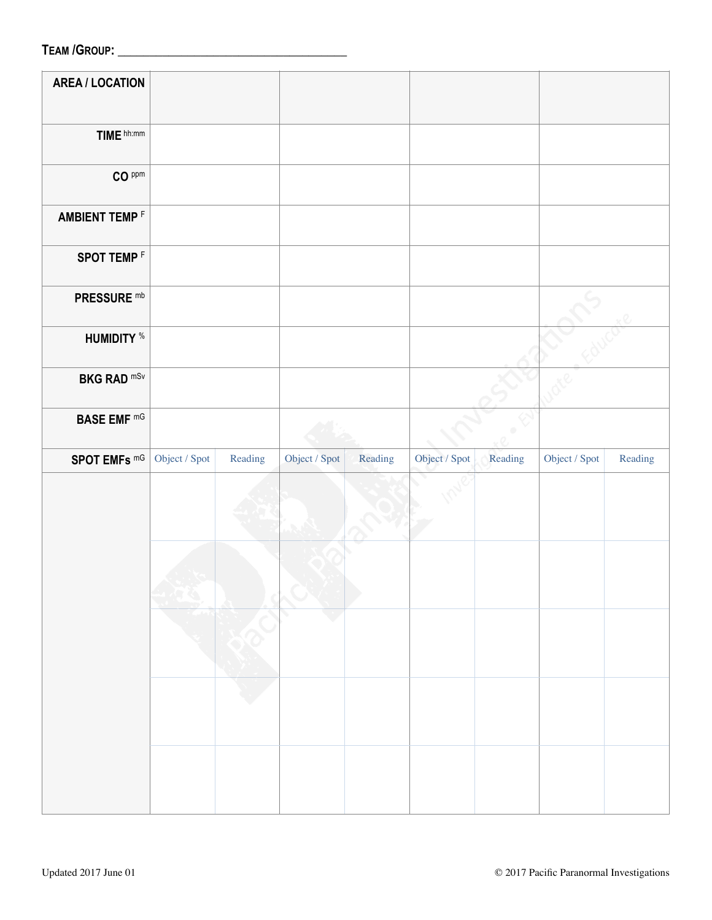**TEAM /GROUP:** ___________________________________

| AREA / LOCATION | | | | | | | | |
|---|---|---|---|---|---|---|---|---|
| TIME hh:mm | | | | | | | | |
| CO ppm | | | | | | | | |
| AMBIENT TEMP F | | | | | | | | |
| SPOT TEMP F | | | | | | | | |
| PRESSURE mb | | | | | | | | |
| HUMIDITY % | | | | | | | | |
| BKG RAD mSv | | | | | | | | |
| BASE EMF mG | | | | | | | | |
| SPOT EMFs mG | Object / Spot | Reading | Object / Spot | Reading | Object / Spot | Reading | Object / Spot | Reading |
| | | | | | | | | |
| | | | | | | | | |
| | | | | | | | | |
| | | | | | | | | |
| | | | | | | | | |

Updated 2017 June 01

© 2017 Pacific Paranormal Investigations